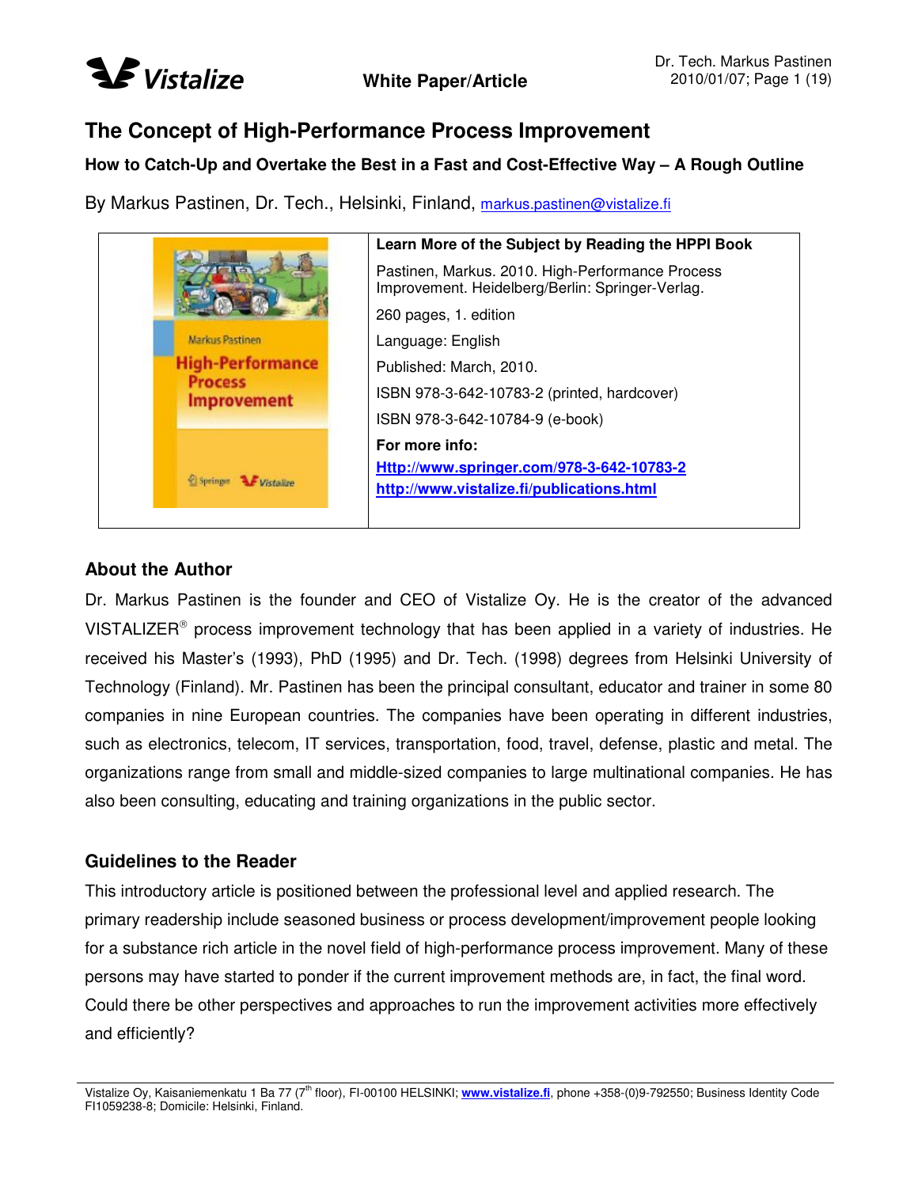# The Concept of High-Performance Process Improvement

### How to Catch-Up and Overtake the Best in a Fast and Cost-Effective Way – A Rough Outline

By Markus Pastinen, Dr. Tech., Helsinki, Finland, markus.pastinen@vistalize.fi

**Learn More of the Subject by Reading the HPPI Book**

Pastinen, Markus. 2010. High-Performance Process Improvement. Heidelberg/Berlin: Springer-Verlag.

260 pages, 1. edition

Language: English

Published: March, 2010.

ISBN 978-3-642-10783-2 (printed, hardcover)

ISBN 978-3-642-10784-9 (e-book)

**For more info:**

**Http://www.springer.com/978-3-642-10783-2**

**http://www.vistalize.fi/publications.html**

## About the Author

Dr. Markus Pastinen is the founder and CEO of Vistalize Oy. He is the creator of the advanced VISTALIZER® process improvement technology that has been applied in a variety of industries. He received his Master's (1993), PhD (1995) and Dr. Tech. (1998) degrees from Helsinki University of Technology (Finland). Mr. Pastinen has been the principal consultant, educator and trainer in some 80 companies in nine European countries. The companies have been operating in different industries, such as electronics, telecom, IT services, transportation, food, travel, defense, plastic and metal. The organizations range from small and middle-sized companies to large multinational companies. He has also been consulting, educating and training organizations in the public sector.

## Guidelines to the Reader

This introductory article is positioned between the professional level and applied research. The primary readership include seasoned business or process development/improvement people looking for a substance rich article in the novel field of high-performance process improvement. Many of these persons may have started to ponder if the current improvement methods are, in fact, the final word. Could there be other perspectives and approaches to run the improvement activities more effectively and efficiently?

Vistalize Oy, Kaisaniemenkatu 1 Ba 77 (7th floor), FI-00100 HELSINKI; **www.vistalize.fi**, phone +358-(0)9-792550; Business Identity Code FI1059238-8; Domicile: Helsinki, Finland.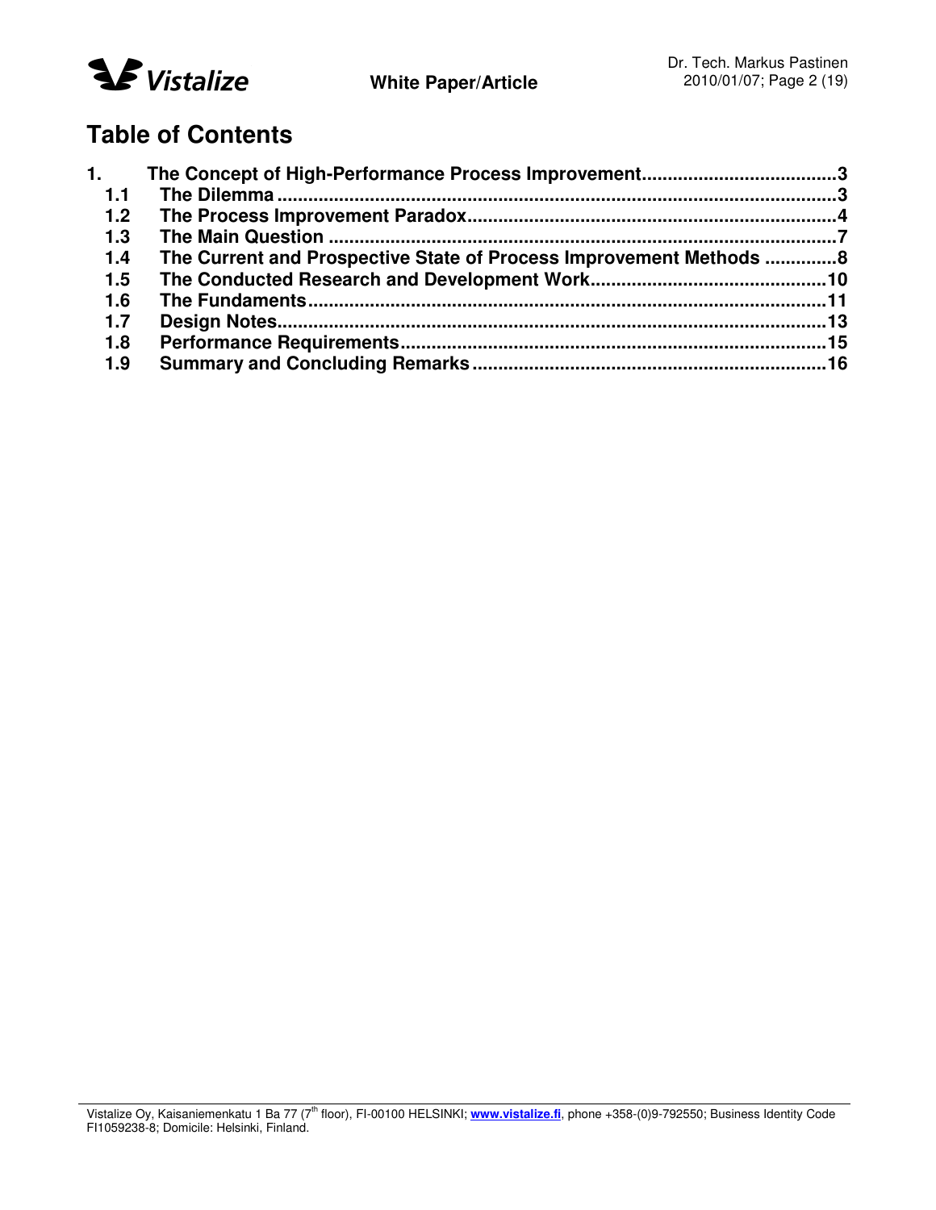# Table of Contents

1. The Concept of High-Performance Process Improvement ..................................... 3
   - 1.1 The Dilemma ......................................................................................... 3
   - 1.2 The Process Improvement Paradox ....................................................... 4
   - 1.3 The Main Question ................................................................................ 7
   - 1.4 The Current and Prospective State of Process Improvement Methods ............. 8
   - 1.5 The Conducted Research and Development Work ...................................... 10
   - 1.6 The Fundaments .................................................................................... 11
   - 1.7 Design Notes ......................................................................................... 13
   - 1.8 Performance Requirements .................................................................... 15
   - 1.9 Summary and Concluding Remarks ........................................................ 16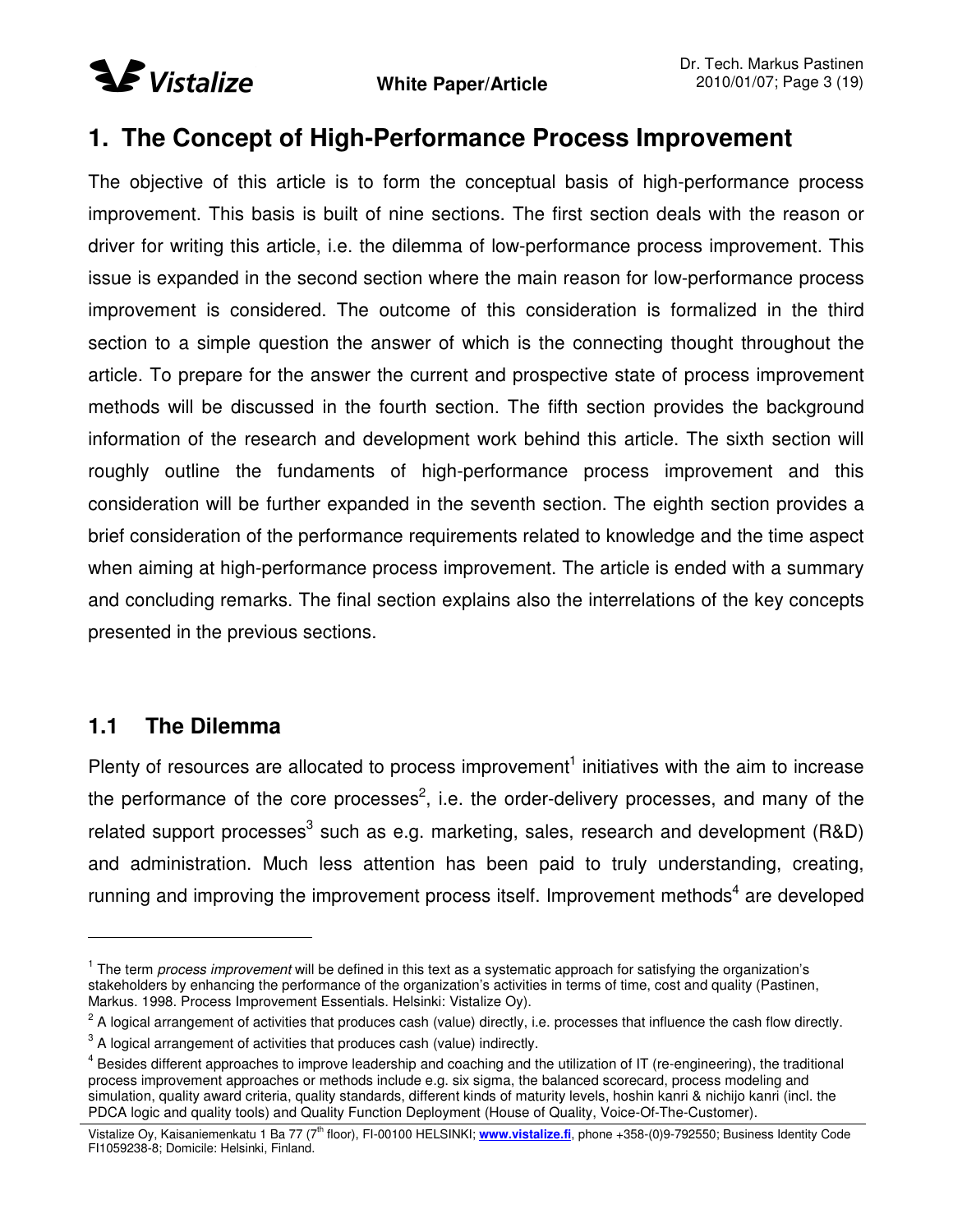# 1. The Concept of High-Performance Process Improvement

The objective of this article is to form the conceptual basis of high-performance process improvement. This basis is built of nine sections. The first section deals with the reason or driver for writing this article, i.e. the dilemma of low-performance process improvement. This issue is expanded in the second section where the main reason for low-performance process improvement is considered. The outcome of this consideration is formalized in the third section to a simple question the answer of which is the connecting thought throughout the article. To prepare for the answer the current and prospective state of process improvement methods will be discussed in the fourth section. The fifth section provides the background information of the research and development work behind this article. The sixth section will roughly outline the fundaments of high-performance process improvement and this consideration will be further expanded in the seventh section. The eighth section provides a brief consideration of the performance requirements related to knowledge and the time aspect when aiming at high-performance process improvement. The article is ended with a summary and concluding remarks. The final section explains also the interrelations of the key concepts presented in the previous sections.

## 1.1 The Dilemma

Plenty of resources are allocated to process improvement[1] initiatives with the aim to increase the performance of the core processes[2], i.e. the order-delivery processes, and many of the related support processes[3] such as e.g. marketing, sales, research and development (R&D) and administration. Much less attention has been paid to truly understanding, creating, running and improving the improvement process itself. Improvement methods[4] are developed

---

[1] The term *process improvement* will be defined in this text as a systematic approach for satisfying the organization's stakeholders by enhancing the performance of the organization's activities in terms of time, cost and quality (Pastinen, Markus. 1998. Process Improvement Essentials. Helsinki: Vistalize Oy).

[2] A logical arrangement of activities that produces cash (value) directly, i.e. processes that influence the cash flow directly.

[3] A logical arrangement of activities that produces cash (value) indirectly.

[4] Besides different approaches to improve leadership and coaching and the utilization of IT (re-engineering), the traditional process improvement approaches or methods include e.g. six sigma, the balanced scorecard, process modeling and simulation, quality award criteria, quality standards, different kinds of maturity levels, hoshin kanri & nichijo kanri (incl. the PDCA logic and quality tools) and Quality Function Deployment (House of Quality, Voice-Of-The-Customer).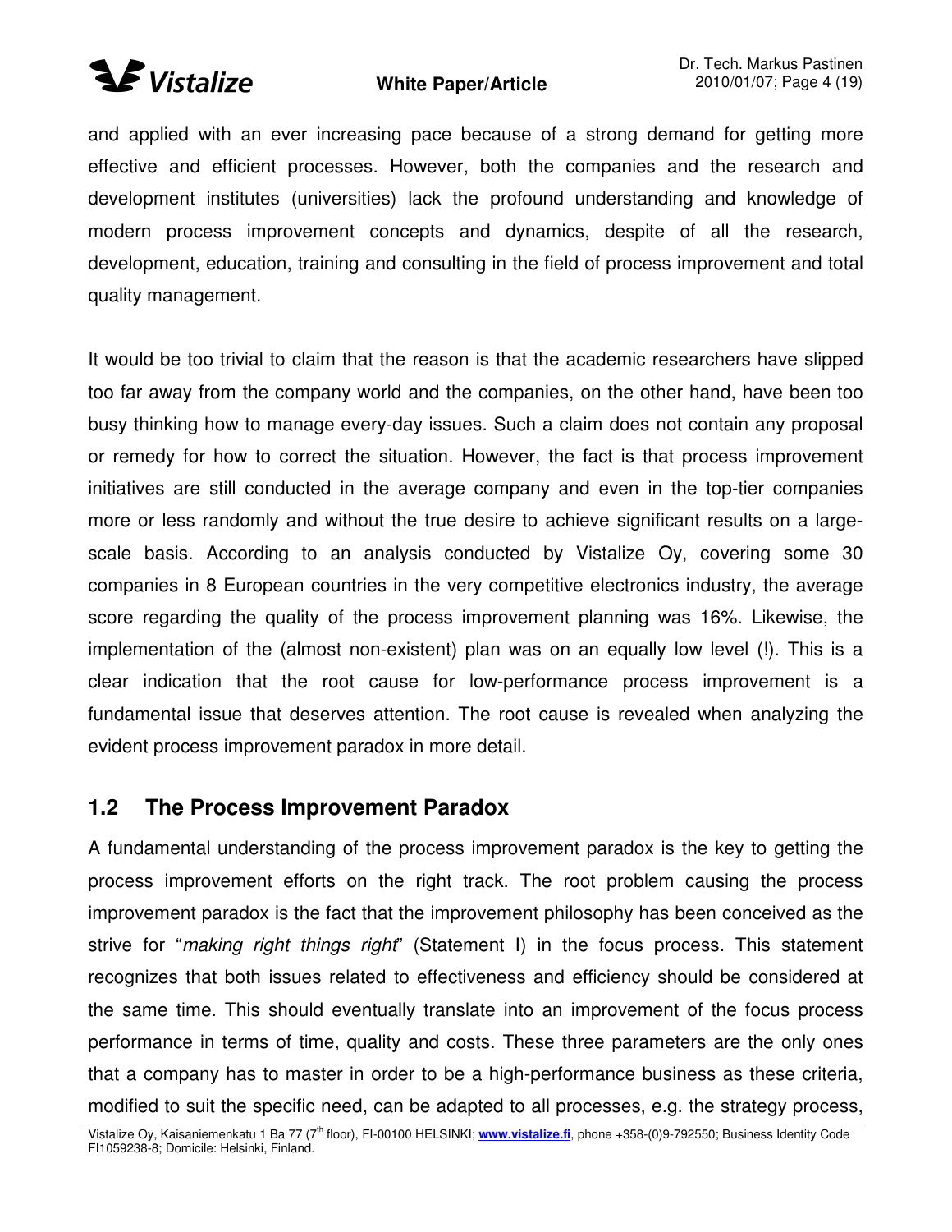and applied with an ever increasing pace because of a strong demand for getting more effective and efficient processes. However, both the companies and the research and development institutes (universities) lack the profound understanding and knowledge of modern process improvement concepts and dynamics, despite of all the research, development, education, training and consulting in the field of process improvement and total quality management.

It would be too trivial to claim that the reason is that the academic researchers have slipped too far away from the company world and the companies, on the other hand, have been too busy thinking how to manage every-day issues. Such a claim does not contain any proposal or remedy for how to correct the situation. However, the fact is that process improvement initiatives are still conducted in the average company and even in the top-tier companies more or less randomly and without the true desire to achieve significant results on a large-scale basis. According to an analysis conducted by Vistalize Oy, covering some 30 companies in 8 European countries in the very competitive electronics industry, the average score regarding the quality of the process improvement planning was 16%. Likewise, the implementation of the (almost non-existent) plan was on an equally low level (!). This is a clear indication that the root cause for low-performance process improvement is a fundamental issue that deserves attention. The root cause is revealed when analyzing the evident process improvement paradox in more detail.

## 1.2 The Process Improvement Paradox

A fundamental understanding of the process improvement paradox is the key to getting the process improvement efforts on the right track. The root problem causing the process improvement paradox is the fact that the improvement philosophy has been conceived as the strive for "*making right things right*" (Statement I) in the focus process. This statement recognizes that both issues related to effectiveness and efficiency should be considered at the same time. This should eventually translate into an improvement of the focus process performance in terms of time, quality and costs. These three parameters are the only ones that a company has to master in order to be a high-performance business as these criteria, modified to suit the specific need, can be adapted to all processes, e.g. the strategy process,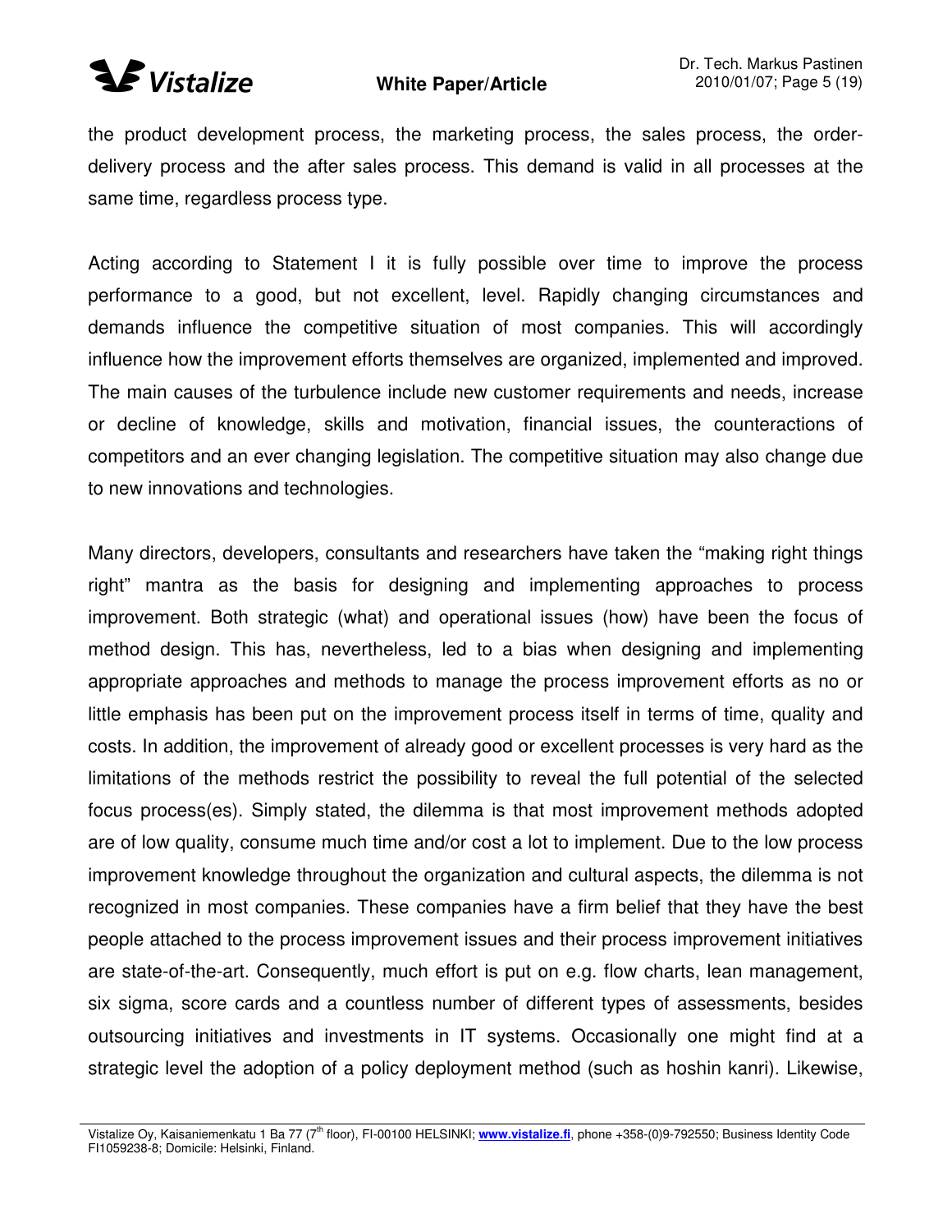the product development process, the marketing process, the sales process, the order-delivery process and the after sales process. This demand is valid in all processes at the same time, regardless process type.

Acting according to Statement I it is fully possible over time to improve the process performance to a good, but not excellent, level. Rapidly changing circumstances and demands influence the competitive situation of most companies. This will accordingly influence how the improvement efforts themselves are organized, implemented and improved. The main causes of the turbulence include new customer requirements and needs, increase or decline of knowledge, skills and motivation, financial issues, the counteractions of competitors and an ever changing legislation. The competitive situation may also change due to new innovations and technologies.

Many directors, developers, consultants and researchers have taken the "making right things right" mantra as the basis for designing and implementing approaches to process improvement. Both strategic (what) and operational issues (how) have been the focus of method design. This has, nevertheless, led to a bias when designing and implementing appropriate approaches and methods to manage the process improvement efforts as no or little emphasis has been put on the improvement process itself in terms of time, quality and costs. In addition, the improvement of already good or excellent processes is very hard as the limitations of the methods restrict the possibility to reveal the full potential of the selected focus process(es). Simply stated, the dilemma is that most improvement methods adopted are of low quality, consume much time and/or cost a lot to implement. Due to the low process improvement knowledge throughout the organization and cultural aspects, the dilemma is not recognized in most companies. These companies have a firm belief that they have the best people attached to the process improvement issues and their process improvement initiatives are state-of-the-art. Consequently, much effort is put on e.g. flow charts, lean management, six sigma, score cards and a countless number of different types of assessments, besides outsourcing initiatives and investments in IT systems. Occasionally one might find at a strategic level the adoption of a policy deployment method (such as hoshin kanri). Likewise,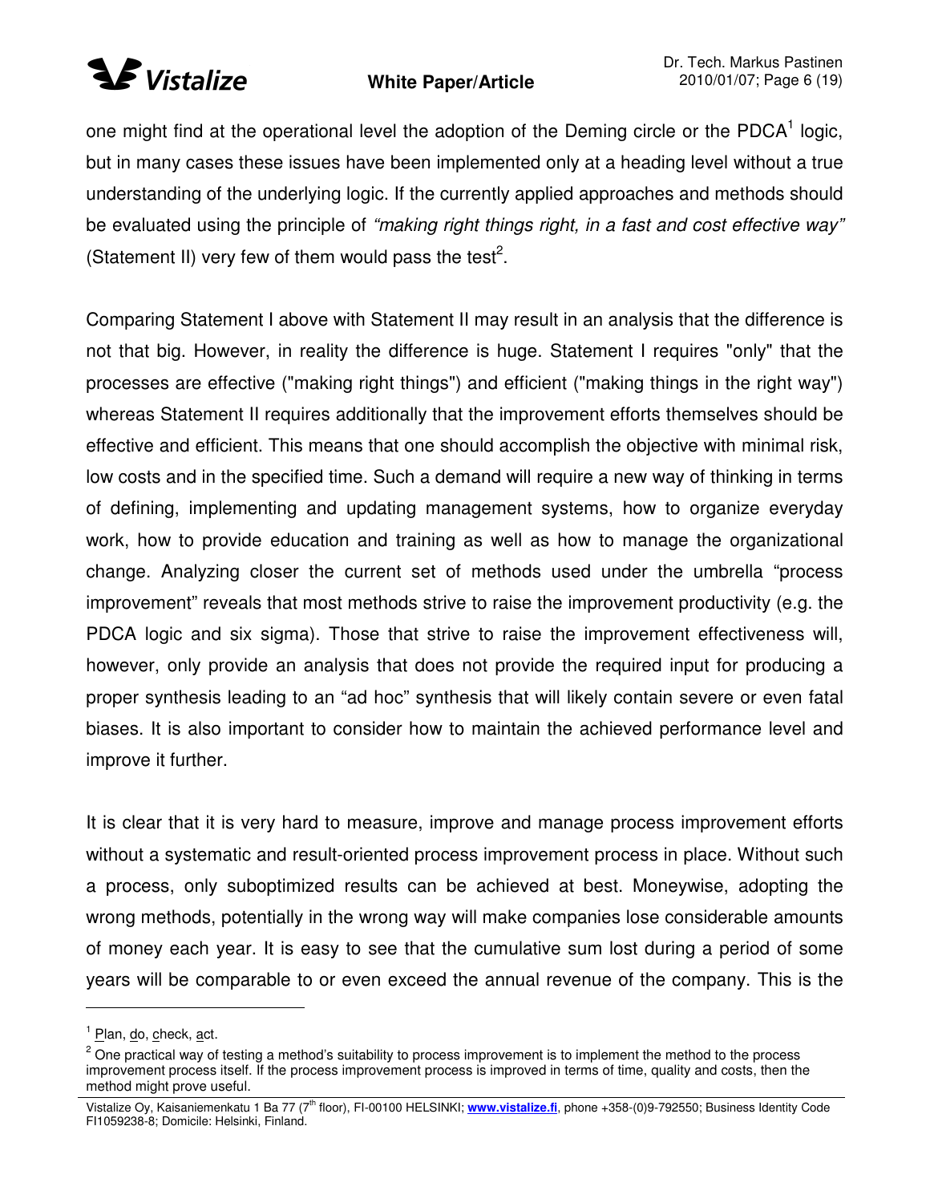one might find at the operational level the adoption of the Deming circle or the PDCA[1] logic, but in many cases these issues have been implemented only at a heading level without a true understanding of the underlying logic. If the currently applied approaches and methods should be evaluated using the principle of *"making right things right, in a fast and cost effective way"* (Statement II) very few of them would pass the test[2].

Comparing Statement I above with Statement II may result in an analysis that the difference is not that big. However, in reality the difference is huge. Statement I requires "only" that the processes are effective ("making right things") and efficient ("making things in the right way") whereas Statement II requires additionally that the improvement efforts themselves should be effective and efficient. This means that one should accomplish the objective with minimal risk, low costs and in the specified time. Such a demand will require a new way of thinking in terms of defining, implementing and updating management systems, how to organize everyday work, how to provide education and training as well as how to manage the organizational change. Analyzing closer the current set of methods used under the umbrella "process improvement" reveals that most methods strive to raise the improvement productivity (e.g. the PDCA logic and six sigma). Those that strive to raise the improvement effectiveness will, however, only provide an analysis that does not provide the required input for producing a proper synthesis leading to an "ad hoc" synthesis that will likely contain severe or even fatal biases. It is also important to consider how to maintain the achieved performance level and improve it further.

It is clear that it is very hard to measure, improve and manage process improvement efforts without a systematic and result-oriented process improvement process in place. Without such a process, only suboptimized results can be achieved at best. Moneywise, adopting the wrong methods, potentially in the wrong way will make companies lose considerable amounts of money each year. It is easy to see that the cumulative sum lost during a period of some years will be comparable to or even exceed the annual revenue of the company. This is the

---

[1] Plan, do, check, act.

[2] One practical way of testing a method's suitability to process improvement is to implement the method to the process improvement process itself. If the process improvement process is improved in terms of time, quality and costs, then the method might prove useful.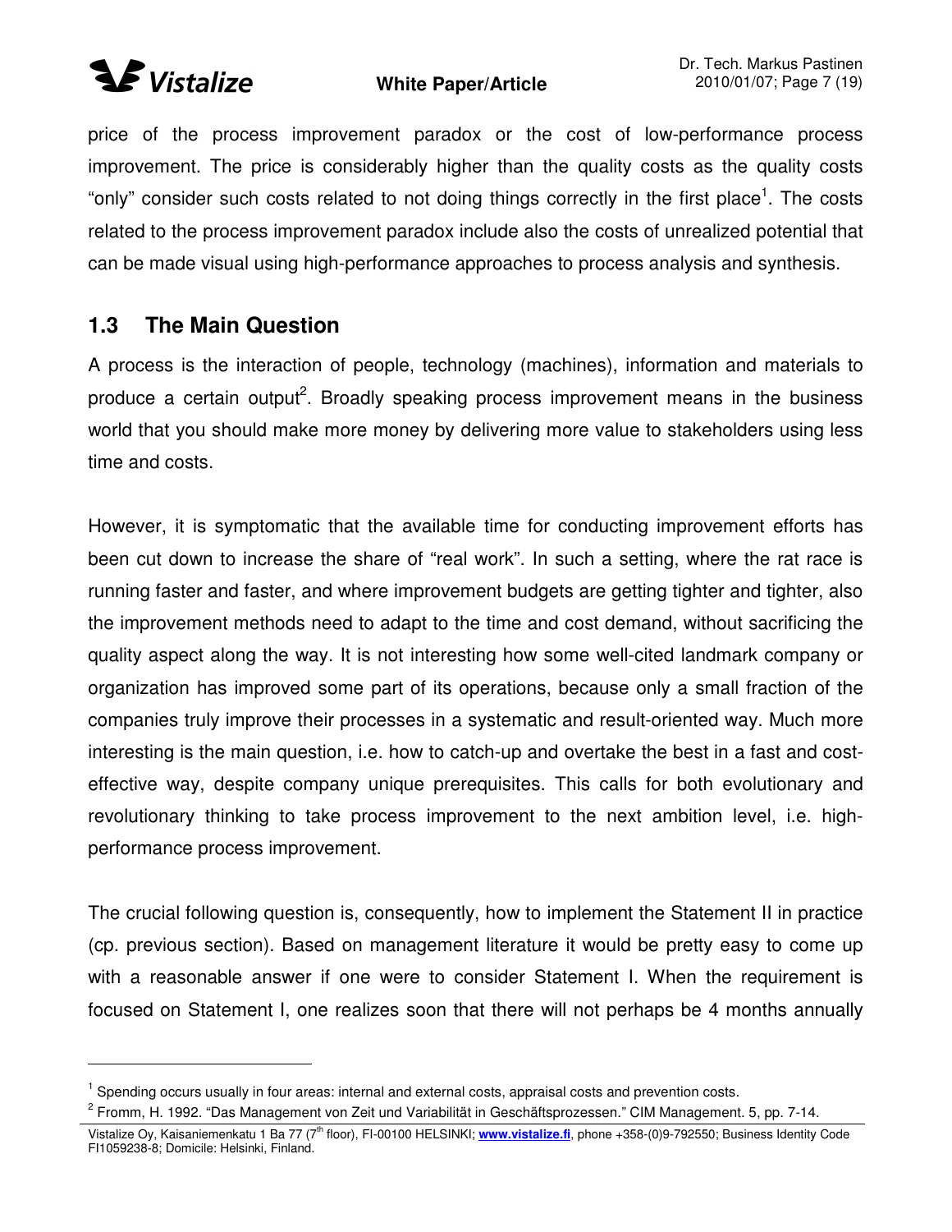price of the process improvement paradox or the cost of low-performance process improvement. The price is considerably higher than the quality costs as the quality costs "only" consider such costs related to not doing things correctly in the first place[1]. The costs related to the process improvement paradox include also the costs of unrealized potential that can be made visual using high-performance approaches to process analysis and synthesis.

## 1.3 The Main Question

A process is the interaction of people, technology (machines), information and materials to produce a certain output[2]. Broadly speaking process improvement means in the business world that you should make more money by delivering more value to stakeholders using less time and costs.

However, it is symptomatic that the available time for conducting improvement efforts has been cut down to increase the share of "real work". In such a setting, where the rat race is running faster and faster, and where improvement budgets are getting tighter and tighter, also the improvement methods need to adapt to the time and cost demand, without sacrificing the quality aspect along the way. It is not interesting how some well-cited landmark company or organization has improved some part of its operations, because only a small fraction of the companies truly improve their processes in a systematic and result-oriented way. Much more interesting is the main question, i.e. how to catch-up and overtake the best in a fast and cost-effective way, despite company unique prerequisites. This calls for both evolutionary and revolutionary thinking to take process improvement to the next ambition level, i.e. high-performance process improvement.

The crucial following question is, consequently, how to implement the Statement II in practice (cp. previous section). Based on management literature it would be pretty easy to come up with a reasonable answer if one were to consider Statement I. When the requirement is focused on Statement I, one realizes soon that there will not perhaps be 4 months annually

---

[1] Spending occurs usually in four areas: internal and external costs, appraisal costs and prevention costs.

[2] Fromm, H. 1992. "Das Management von Zeit und Variabilität in Geschäftsprozessen." CIM Management. 5, pp. 7-14.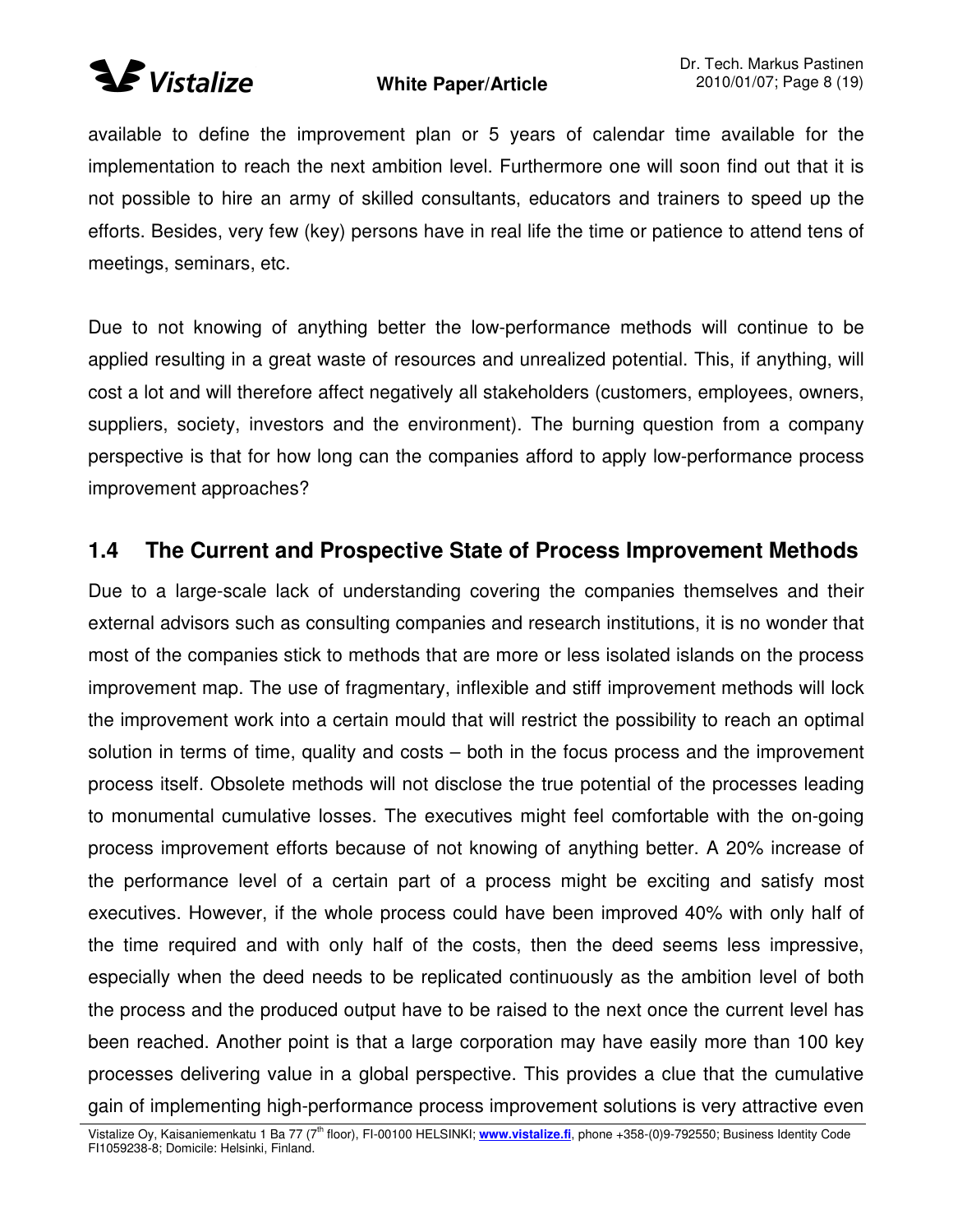available to define the improvement plan or 5 years of calendar time available for the implementation to reach the next ambition level. Furthermore one will soon find out that it is not possible to hire an army of skilled consultants, educators and trainers to speed up the efforts. Besides, very few (key) persons have in real life the time or patience to attend tens of meetings, seminars, etc.

Due to not knowing of anything better the low-performance methods will continue to be applied resulting in a great waste of resources and unrealized potential. This, if anything, will cost a lot and will therefore affect negatively all stakeholders (customers, employees, owners, suppliers, society, investors and the environment). The burning question from a company perspective is that for how long can the companies afford to apply low-performance process improvement approaches?

## 1.4 The Current and Prospective State of Process Improvement Methods

Due to a large-scale lack of understanding covering the companies themselves and their external advisors such as consulting companies and research institutions, it is no wonder that most of the companies stick to methods that are more or less isolated islands on the process improvement map. The use of fragmentary, inflexible and stiff improvement methods will lock the improvement work into a certain mould that will restrict the possibility to reach an optimal solution in terms of time, quality and costs – both in the focus process and the improvement process itself. Obsolete methods will not disclose the true potential of the processes leading to monumental cumulative losses. The executives might feel comfortable with the on-going process improvement efforts because of not knowing of anything better. A 20% increase of the performance level of a certain part of a process might be exciting and satisfy most executives. However, if the whole process could have been improved 40% with only half of the time required and with only half of the costs, then the deed seems less impressive, especially when the deed needs to be replicated continuously as the ambition level of both the process and the produced output have to be raised to the next once the current level has been reached. Another point is that a large corporation may have easily more than 100 key processes delivering value in a global perspective. This provides a clue that the cumulative gain of implementing high-performance process improvement solutions is very attractive even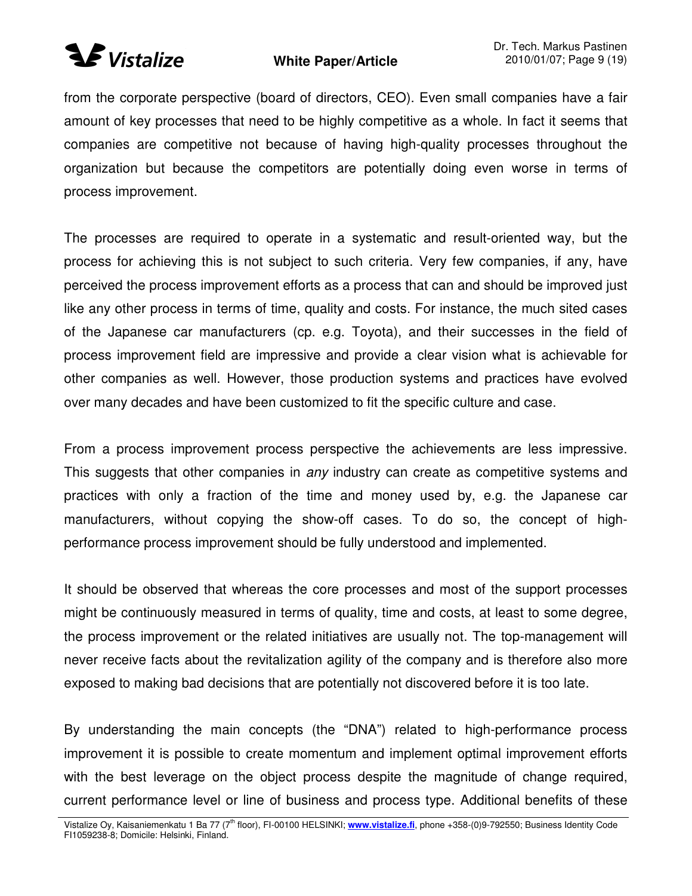from the corporate perspective (board of directors, CEO). Even small companies have a fair amount of key processes that need to be highly competitive as a whole. In fact it seems that companies are competitive not because of having high-quality processes throughout the organization but because the competitors are potentially doing even worse in terms of process improvement.

The processes are required to operate in a systematic and result-oriented way, but the process for achieving this is not subject to such criteria. Very few companies, if any, have perceived the process improvement efforts as a process that can and should be improved just like any other process in terms of time, quality and costs. For instance, the much sited cases of the Japanese car manufacturers (cp. e.g. Toyota), and their successes in the field of process improvement field are impressive and provide a clear vision what is achievable for other companies as well. However, those production systems and practices have evolved over many decades and have been customized to fit the specific culture and case.

From a process improvement process perspective the achievements are less impressive. This suggests that other companies in *any* industry can create as competitive systems and practices with only a fraction of the time and money used by, e.g. the Japanese car manufacturers, without copying the show-off cases. To do so, the concept of high-performance process improvement should be fully understood and implemented.

It should be observed that whereas the core processes and most of the support processes might be continuously measured in terms of quality, time and costs, at least to some degree, the process improvement or the related initiatives are usually not. The top-management will never receive facts about the revitalization agility of the company and is therefore also more exposed to making bad decisions that are potentially not discovered before it is too late.

By understanding the main concepts (the "DNA") related to high-performance process improvement it is possible to create momentum and implement optimal improvement efforts with the best leverage on the object process despite the magnitude of change required, current performance level or line of business and process type. Additional benefits of these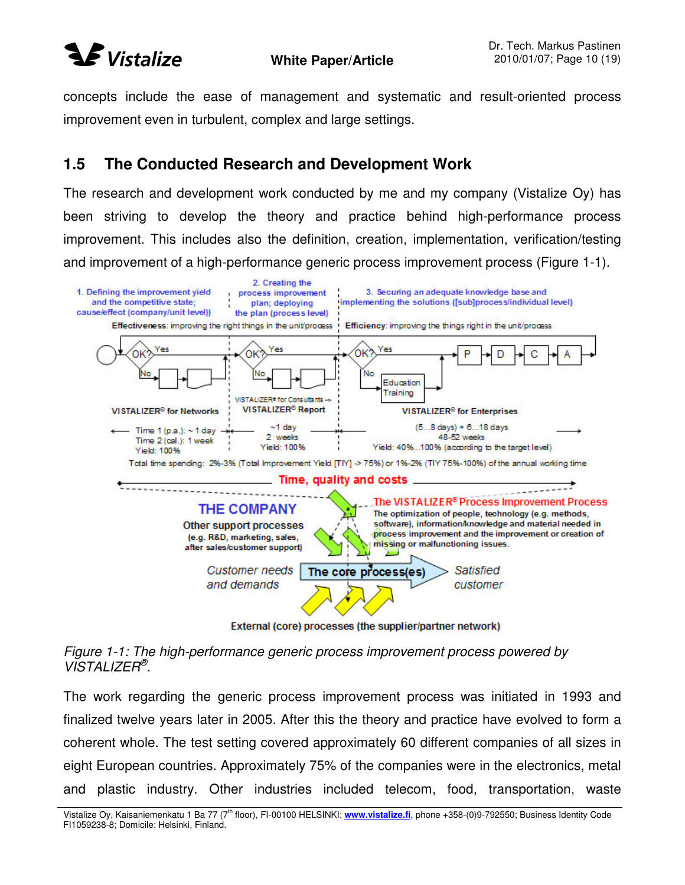concepts include the ease of management and systematic and result-oriented process improvement even in turbulent, complex and large settings.

## 1.5 The Conducted Research and Development Work

The research and development work conducted by me and my company (Vistalize Oy) has been striving to develop the theory and practice behind high-performance process improvement. This includes also the definition, creation, implementation, verification/testing and improvement of a high-performance generic process improvement process (Figure 1-1).

*Figure 1-1: The high-performance generic process improvement process powered by VISTALIZER®.*

The work regarding the generic process improvement process was initiated in 1993 and finalized twelve years later in 2005. After this the theory and practice have evolved to form a coherent whole. The test setting covered approximately 60 different companies of all sizes in eight European countries. Approximately 75% of the companies were in the electronics, metal and plastic industry. Other industries included telecom, food, transportation, waste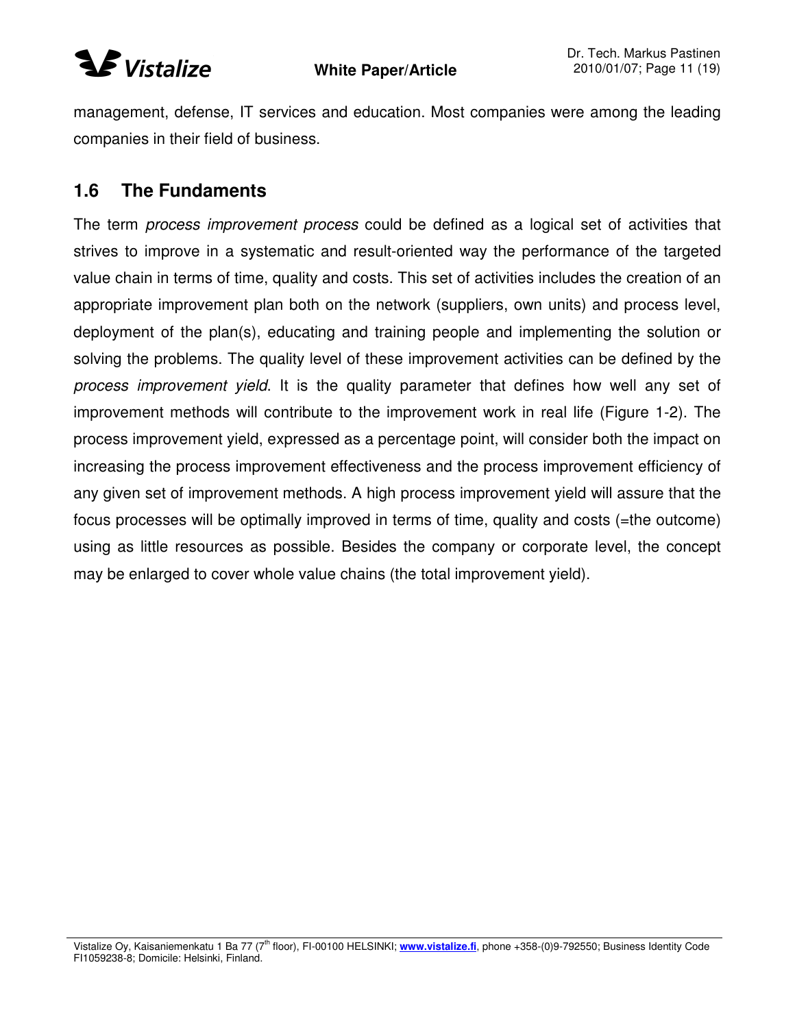management, defense, IT services and education. Most companies were among the leading companies in their field of business.

## 1.6 The Fundaments

The term *process improvement process* could be defined as a logical set of activities that strives to improve in a systematic and result-oriented way the performance of the targeted value chain in terms of time, quality and costs. This set of activities includes the creation of an appropriate improvement plan both on the network (suppliers, own units) and process level, deployment of the plan(s), educating and training people and implementing the solution or solving the problems. The quality level of these improvement activities can be defined by the *process improvement yield*. It is the quality parameter that defines how well any set of improvement methods will contribute to the improvement work in real life (Figure 1-2). The process improvement yield, expressed as a percentage point, will consider both the impact on increasing the process improvement effectiveness and the process improvement efficiency of any given set of improvement methods. A high process improvement yield will assure that the focus processes will be optimally improved in terms of time, quality and costs (=the outcome) using as little resources as possible. Besides the company or corporate level, the concept may be enlarged to cover whole value chains (the total improvement yield).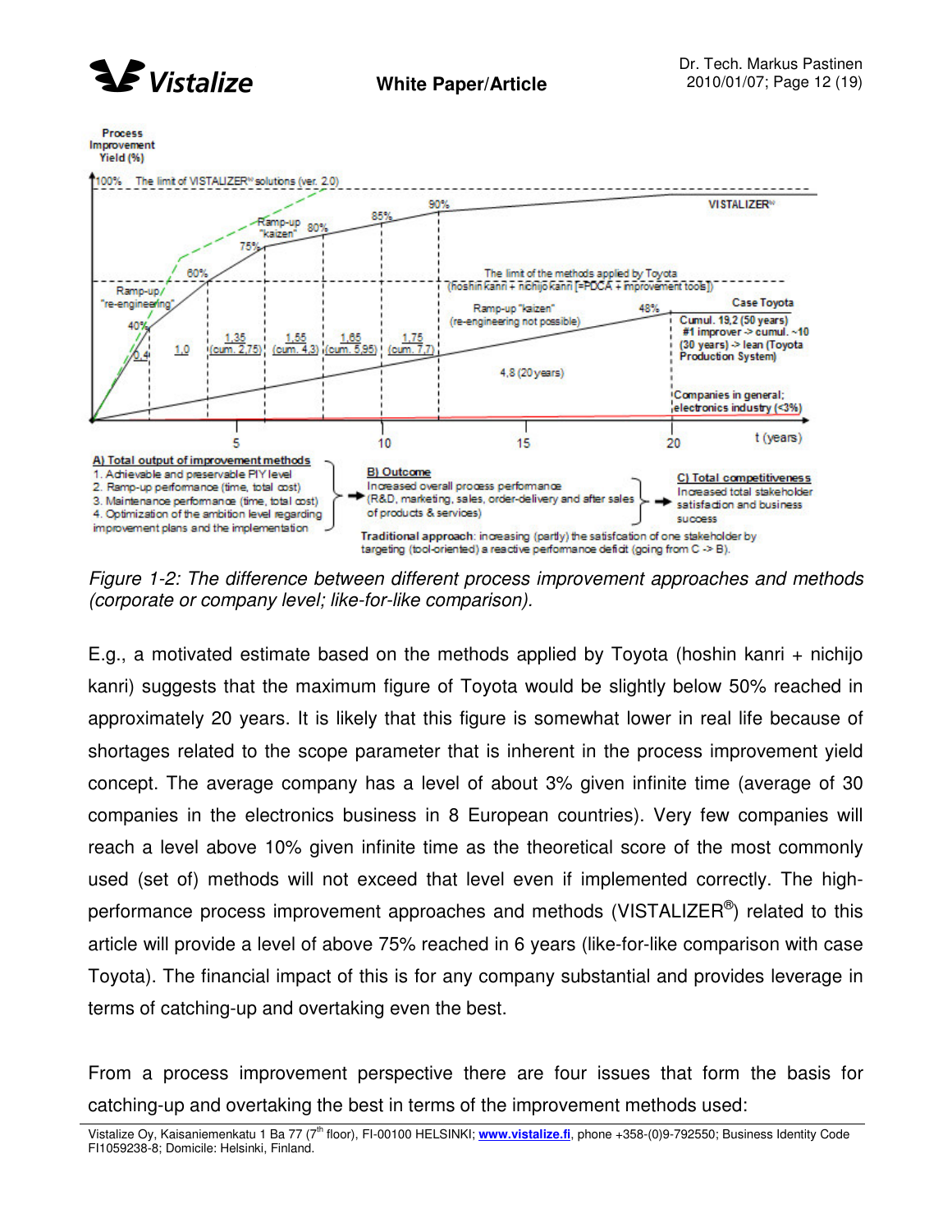*Figure 1-2: The difference between different process improvement approaches and methods (corporate or company level; like-for-like comparison).*

E.g., a motivated estimate based on the methods applied by Toyota (hoshin kanri + nichijo kanri) suggests that the maximum figure of Toyota would be slightly below 50% reached in approximately 20 years. It is likely that this figure is somewhat lower in real life because of shortages related to the scope parameter that is inherent in the process improvement yield concept. The average company has a level of about 3% given infinite time (average of 30 companies in the electronics business in 8 European countries). Very few companies will reach a level above 10% given infinite time as the theoretical score of the most commonly used (set of) methods will not exceed that level even if implemented correctly. The high-performance process improvement approaches and methods (VISTALIZER®) related to this article will provide a level of above 75% reached in 6 years (like-for-like comparison with case Toyota). The financial impact of this is for any company substantial and provides leverage in terms of catching-up and overtaking even the best.

From a process improvement perspective there are four issues that form the basis for catching-up and overtaking the best in terms of the improvement methods used: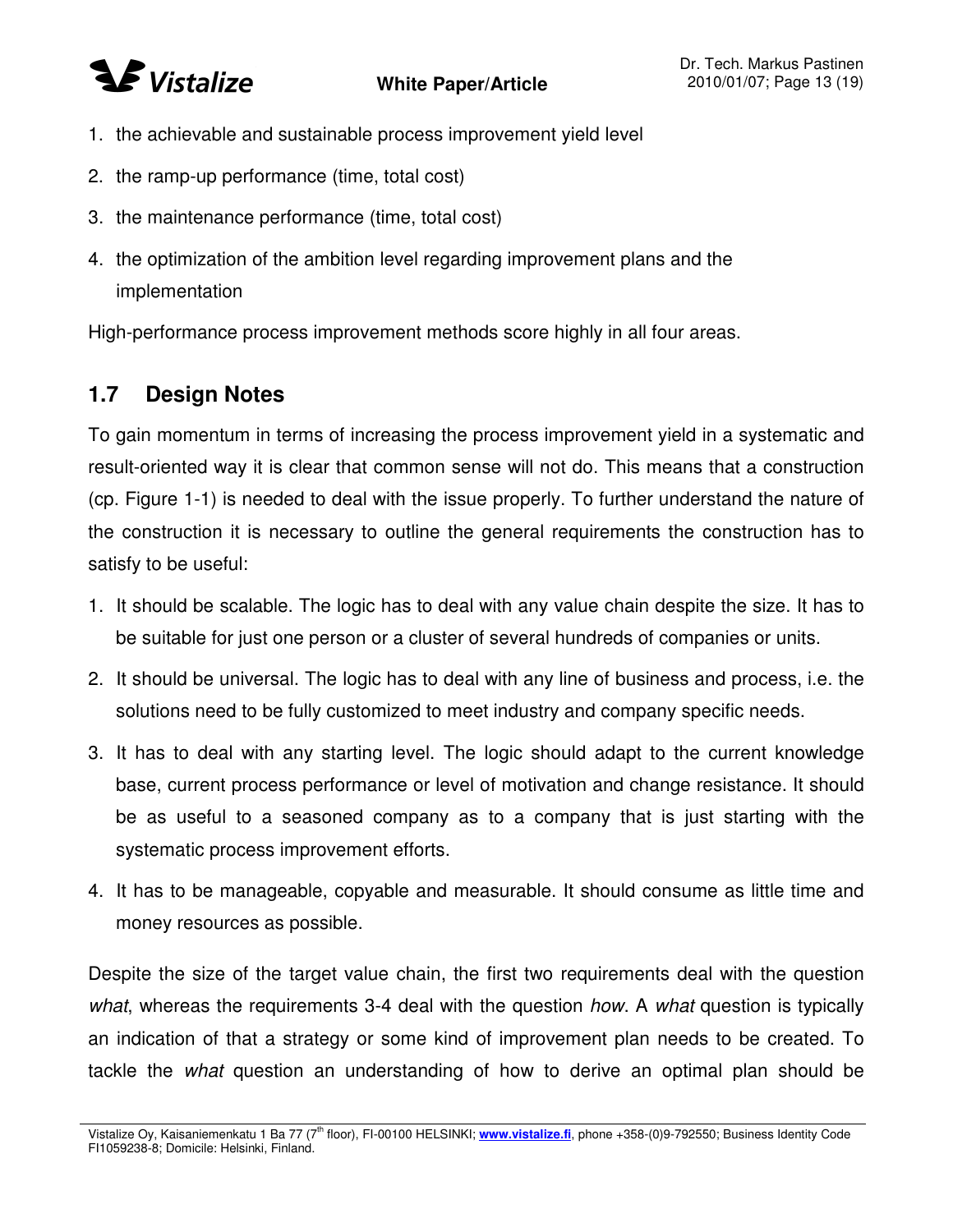1. the achievable and sustainable process improvement yield level
2. the ramp-up performance (time, total cost)
3. the maintenance performance (time, total cost)
4. the optimization of the ambition level regarding improvement plans and the implementation

High-performance process improvement methods score highly in all four areas.

## 1.7 Design Notes

To gain momentum in terms of increasing the process improvement yield in a systematic and result-oriented way it is clear that common sense will not do. This means that a construction (cp. Figure 1-1) is needed to deal with the issue properly. To further understand the nature of the construction it is necessary to outline the general requirements the construction has to satisfy to be useful:

1. It should be scalable. The logic has to deal with any value chain despite the size. It has to be suitable for just one person or a cluster of several hundreds of companies or units.
2. It should be universal. The logic has to deal with any line of business and process, i.e. the solutions need to be fully customized to meet industry and company specific needs.
3. It has to deal with any starting level. The logic should adapt to the current knowledge base, current process performance or level of motivation and change resistance. It should be as useful to a seasoned company as to a company that is just starting with the systematic process improvement efforts.
4. It has to be manageable, copyable and measurable. It should consume as little time and money resources as possible.

Despite the size of the target value chain, the first two requirements deal with the question *what*, whereas the requirements 3-4 deal with the question *how*. A *what* question is typically an indication of that a strategy or some kind of improvement plan needs to be created. To tackle the *what* question an understanding of how to derive an optimal plan should be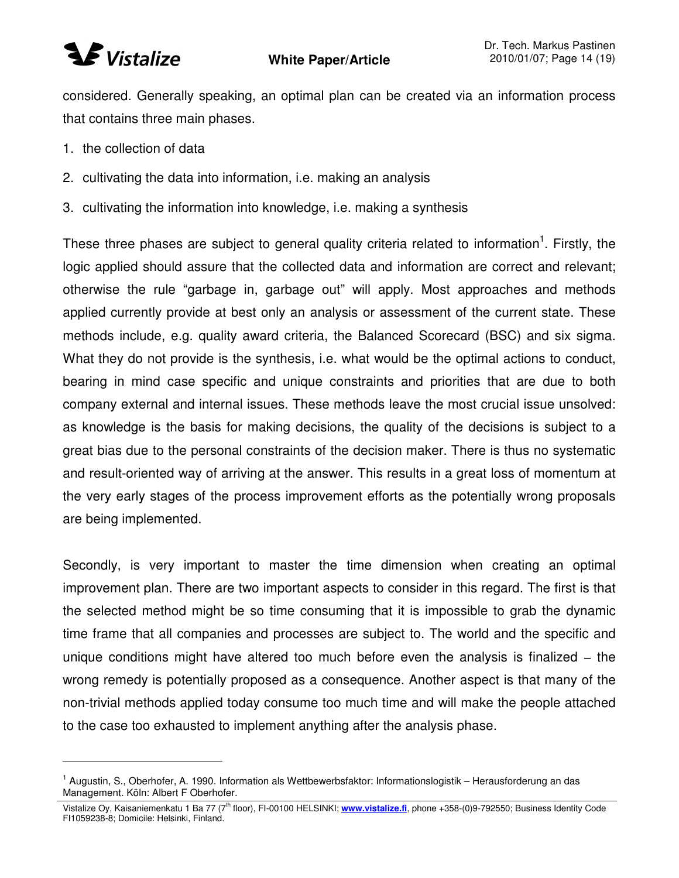considered. Generally speaking, an optimal plan can be created via an information process that contains three main phases.

1. the collection of data
2. cultivating the data into information, i.e. making an analysis
3. cultivating the information into knowledge, i.e. making a synthesis

These three phases are subject to general quality criteria related to information[1]. Firstly, the logic applied should assure that the collected data and information are correct and relevant; otherwise the rule "garbage in, garbage out" will apply. Most approaches and methods applied currently provide at best only an analysis or assessment of the current state. These methods include, e.g. quality award criteria, the Balanced Scorecard (BSC) and six sigma. What they do not provide is the synthesis, i.e. what would be the optimal actions to conduct, bearing in mind case specific and unique constraints and priorities that are due to both company external and internal issues. These methods leave the most crucial issue unsolved: as knowledge is the basis for making decisions, the quality of the decisions is subject to a great bias due to the personal constraints of the decision maker. There is thus no systematic and result-oriented way of arriving at the answer. This results in a great loss of momentum at the very early stages of the process improvement efforts as the potentially wrong proposals are being implemented.

Secondly, is very important to master the time dimension when creating an optimal improvement plan. There are two important aspects to consider in this regard. The first is that the selected method might be so time consuming that it is impossible to grab the dynamic time frame that all companies and processes are subject to. The world and the specific and unique conditions might have altered too much before even the analysis is finalized – the wrong remedy is potentially proposed as a consequence. Another aspect is that many of the non-trivial methods applied today consume too much time and will make the people attached to the case too exhausted to implement anything after the analysis phase.

---

[1] Augustin, S., Oberhofer, A. 1990. Information als Wettbewerbsfaktor: Informationslogistik – Herausforderung an das Management. Köln: Albert F Oberhofer.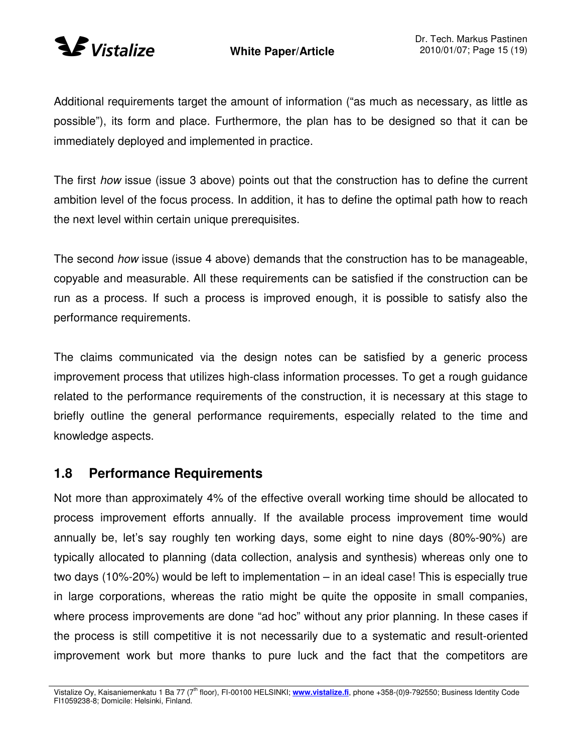Additional requirements target the amount of information ("as much as necessary, as little as possible"), its form and place. Furthermore, the plan has to be designed so that it can be immediately deployed and implemented in practice.

The first *how* issue (issue 3 above) points out that the construction has to define the current ambition level of the focus process. In addition, it has to define the optimal path how to reach the next level within certain unique prerequisites.

The second *how* issue (issue 4 above) demands that the construction has to be manageable, copyable and measurable. All these requirements can be satisfied if the construction can be run as a process. If such a process is improved enough, it is possible to satisfy also the performance requirements.

The claims communicated via the design notes can be satisfied by a generic process improvement process that utilizes high-class information processes. To get a rough guidance related to the performance requirements of the construction, it is necessary at this stage to briefly outline the general performance requirements, especially related to the time and knowledge aspects.

## 1.8 Performance Requirements

Not more than approximately 4% of the effective overall working time should be allocated to process improvement efforts annually. If the available process improvement time would annually be, let's say roughly ten working days, some eight to nine days (80%-90%) are typically allocated to planning (data collection, analysis and synthesis) whereas only one to two days (10%-20%) would be left to implementation – in an ideal case! This is especially true in large corporations, whereas the ratio might be quite the opposite in small companies, where process improvements are done "ad hoc" without any prior planning. In these cases if the process is still competitive it is not necessarily due to a systematic and result-oriented improvement work but more thanks to pure luck and the fact that the competitors are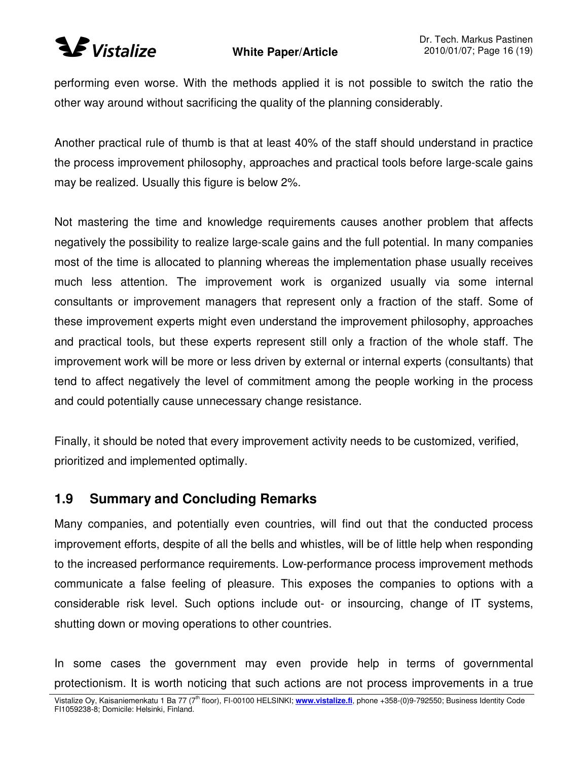performing even worse. With the methods applied it is not possible to switch the ratio the other way around without sacrificing the quality of the planning considerably.

Another practical rule of thumb is that at least 40% of the staff should understand in practice the process improvement philosophy, approaches and practical tools before large-scale gains may be realized. Usually this figure is below 2%.

Not mastering the time and knowledge requirements causes another problem that affects negatively the possibility to realize large-scale gains and the full potential. In many companies most of the time is allocated to planning whereas the implementation phase usually receives much less attention. The improvement work is organized usually via some internal consultants or improvement managers that represent only a fraction of the staff. Some of these improvement experts might even understand the improvement philosophy, approaches and practical tools, but these experts represent still only a fraction of the whole staff. The improvement work will be more or less driven by external or internal experts (consultants) that tend to affect negatively the level of commitment among the people working in the process and could potentially cause unnecessary change resistance.

Finally, it should be noted that every improvement activity needs to be customized, verified, prioritized and implemented optimally.

## 1.9 Summary and Concluding Remarks

Many companies, and potentially even countries, will find out that the conducted process improvement efforts, despite of all the bells and whistles, will be of little help when responding to the increased performance requirements. Low-performance process improvement methods communicate a false feeling of pleasure. This exposes the companies to options with a considerable risk level. Such options include out- or insourcing, change of IT systems, shutting down or moving operations to other countries.

In some cases the government may even provide help in terms of governmental protectionism. It is worth noticing that such actions are not process improvements in a true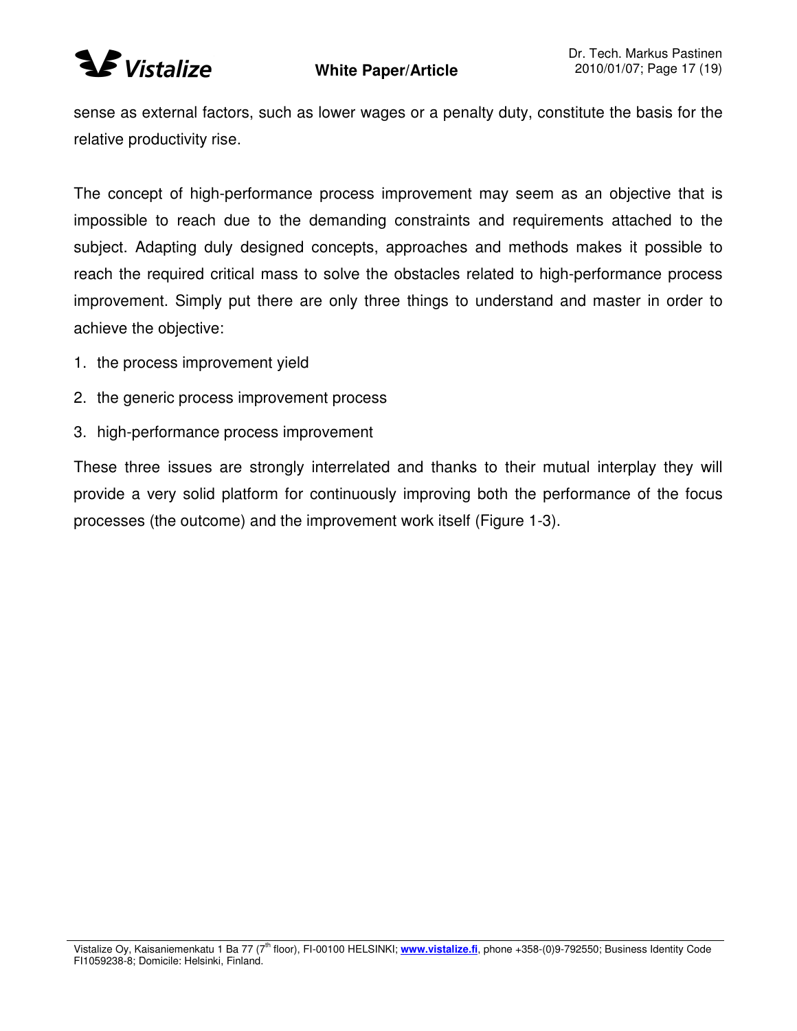sense as external factors, such as lower wages or a penalty duty, constitute the basis for the relative productivity rise.

The concept of high-performance process improvement may seem as an objective that is impossible to reach due to the demanding constraints and requirements attached to the subject. Adapting duly designed concepts, approaches and methods makes it possible to reach the required critical mass to solve the obstacles related to high-performance process improvement. Simply put there are only three things to understand and master in order to achieve the objective:

1. the process improvement yield
2. the generic process improvement process
3. high-performance process improvement

These three issues are strongly interrelated and thanks to their mutual interplay they will provide a very solid platform for continuously improving both the performance of the focus processes (the outcome) and the improvement work itself (Figure 1-3).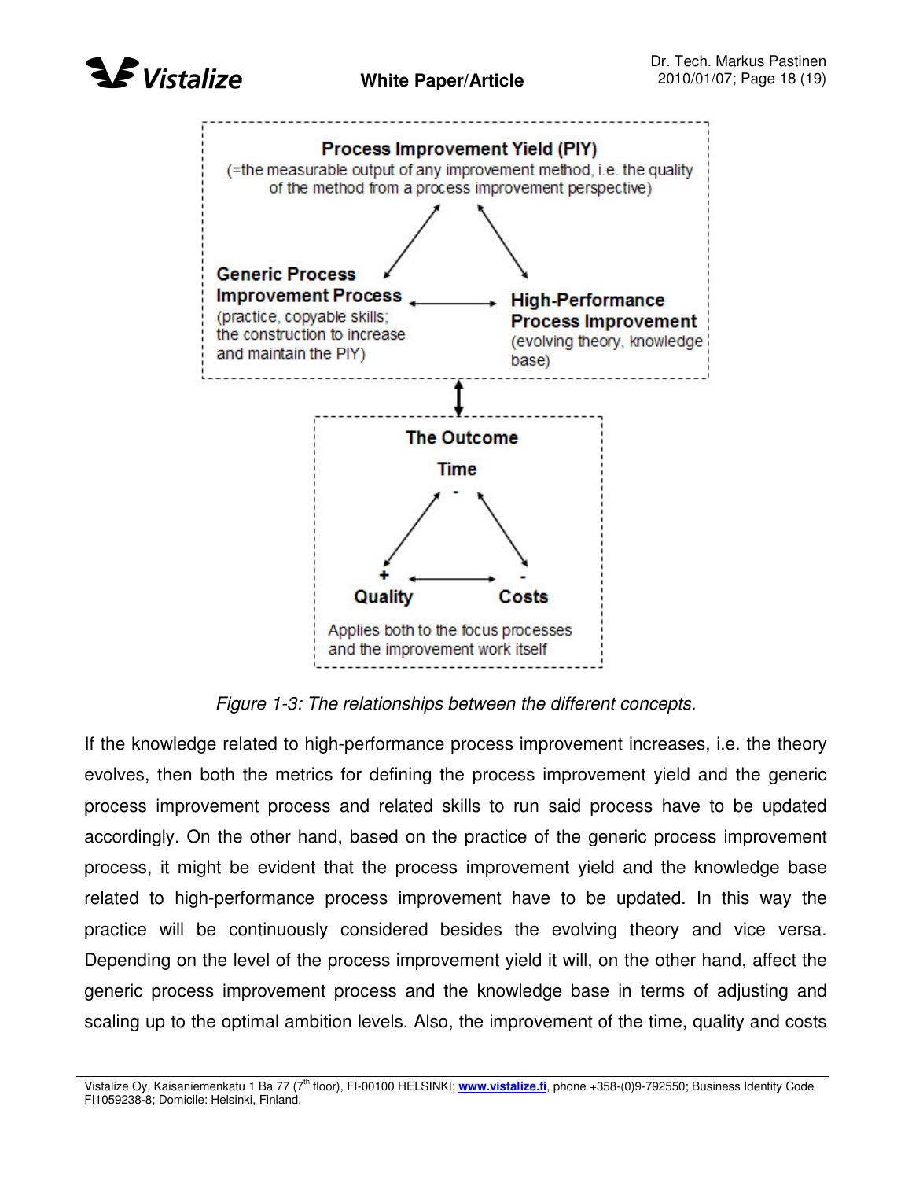Process Improvement Yield (PIY)
(=the measurable output of any improvement method, i.e. the quality of the method from a process improvement perspective)

Generic Process Improvement Process
(practice, copyable skills; the construction to increase and maintain the PIY)

High-Performance Process Improvement
(evolving theory, knowledge base)

The Outcome

Time

Quality

Costs

Applies both to the focus processes and the improvement work itself

*Figure 1-3: The relationships between the different concepts.*

If the knowledge related to high-performance process improvement increases, i.e. the theory evolves, then both the metrics for defining the process improvement yield and the generic process improvement process and related skills to run said process have to be updated accordingly. On the other hand, based on the practice of the generic process improvement process, it might be evident that the process improvement yield and the knowledge base related to high-performance process improvement have to be updated. In this way the practice will be continuously considered besides the evolving theory and vice versa. Depending on the level of the process improvement yield it will, on the other hand, affect the generic process improvement process and the knowledge base in terms of adjusting and scaling up to the optimal ambition levels. Also, the improvement of the time, quality and costs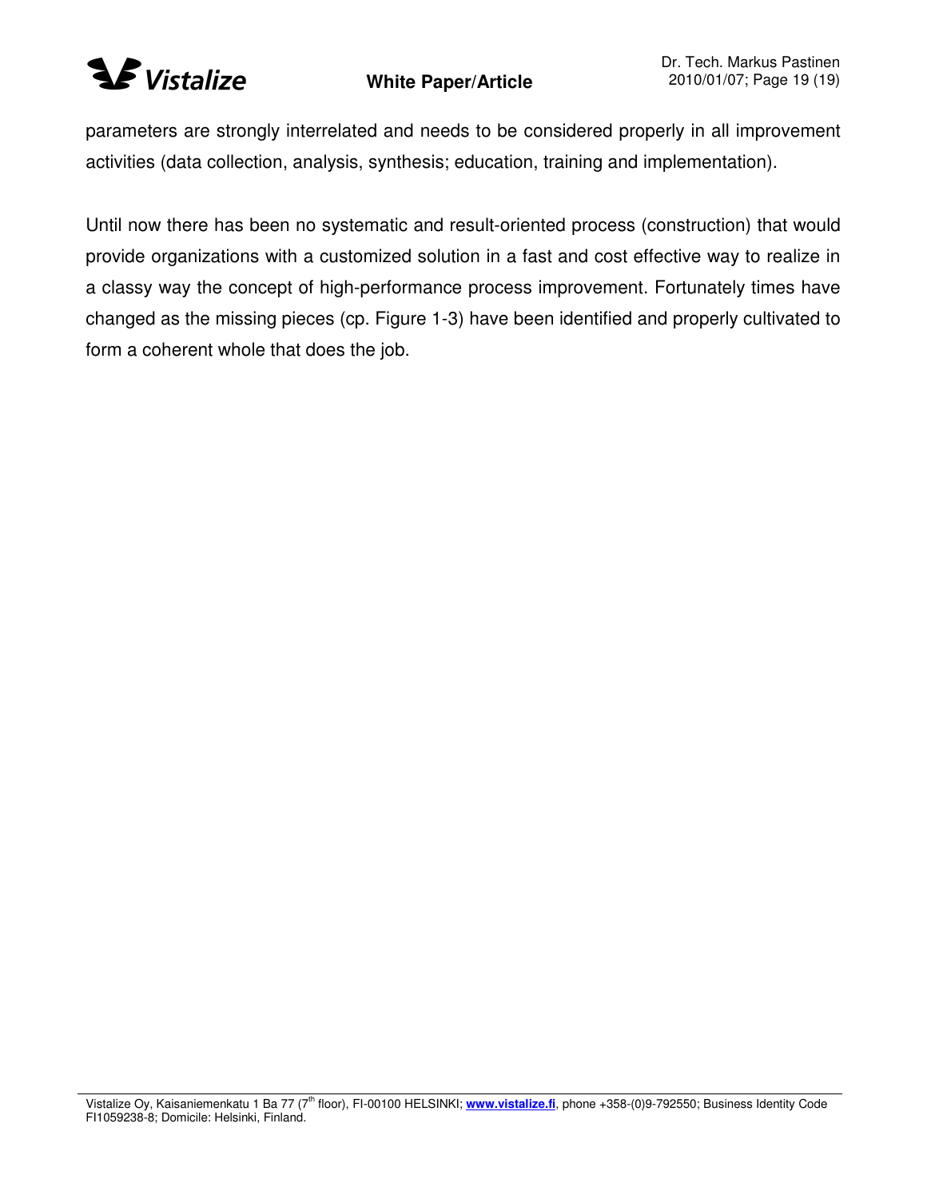parameters are strongly interrelated and needs to be considered properly in all improvement activities (data collection, analysis, synthesis; education, training and implementation).

Until now there has been no systematic and result-oriented process (construction) that would provide organizations with a customized solution in a fast and cost effective way to realize in a classy way the concept of high-performance process improvement. Fortunately times have changed as the missing pieces (cp. Figure 1-3) have been identified and properly cultivated to form a coherent whole that does the job.